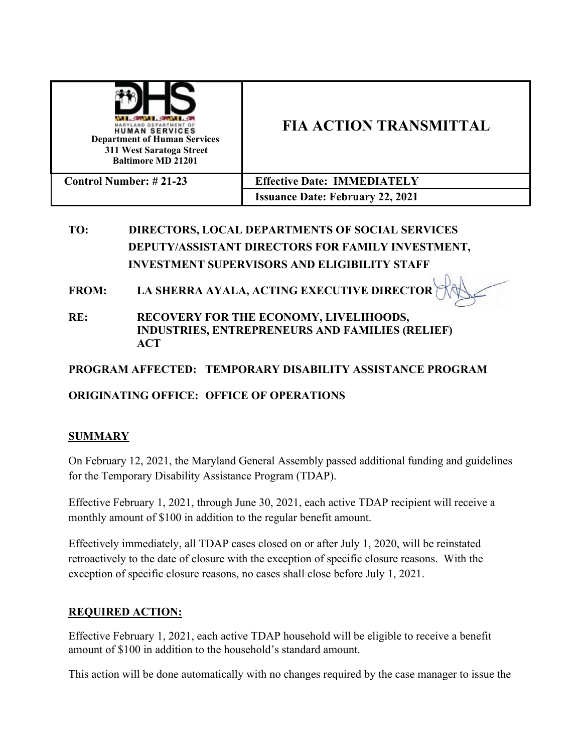| Department of Human Services<br>311 West Saratoga Street<br>Baltimore MD 21201 | **FIA ACTION TRANSMITTAL** |
| --- | --- |
| **Control Number: # 21-23** | **Effective Date: IMMEDIATELY** |
| | **Issuance Date: February 22, 2021** |

**TO:** DIRECTORS, LOCAL DEPARTMENTS OF SOCIAL SERVICES
DEPUTY/ASSISTANT DIRECTORS FOR FAMILY INVESTMENT,
INVESTMENT SUPERVISORS AND ELIGIBILITY STAFF

**FROM:** LA SHERRA AYALA, ACTING EXECUTIVE DIRECTOR

**RE:** RECOVERY FOR THE ECONOMY, LIVELIHOODS, INDUSTRIES, ENTREPRENEURS AND FAMILIES (RELIEF) ACT

**PROGRAM AFFECTED:** TEMPORARY DISABILITY ASSISTANCE PROGRAM

**ORIGINATING OFFICE:** OFFICE OF OPERATIONS

## SUMMARY

On February 12, 2021, the Maryland General Assembly passed additional funding and guidelines for the Temporary Disability Assistance Program (TDAP).

Effective February 1, 2021, through June 30, 2021, each active TDAP recipient will receive a monthly amount of $100 in addition to the regular benefit amount.

Effectively immediately, all TDAP cases closed on or after July 1, 2020, will be reinstated retroactively to the date of closure with the exception of specific closure reasons. With the exception of specific closure reasons, no cases shall close before July 1, 2021.

## REQUIRED ACTION:

Effective February 1, 2021, each active TDAP household will be eligible to receive a benefit amount of $100 in addition to the household's standard amount.

This action will be done automatically with no changes required by the case manager to issue the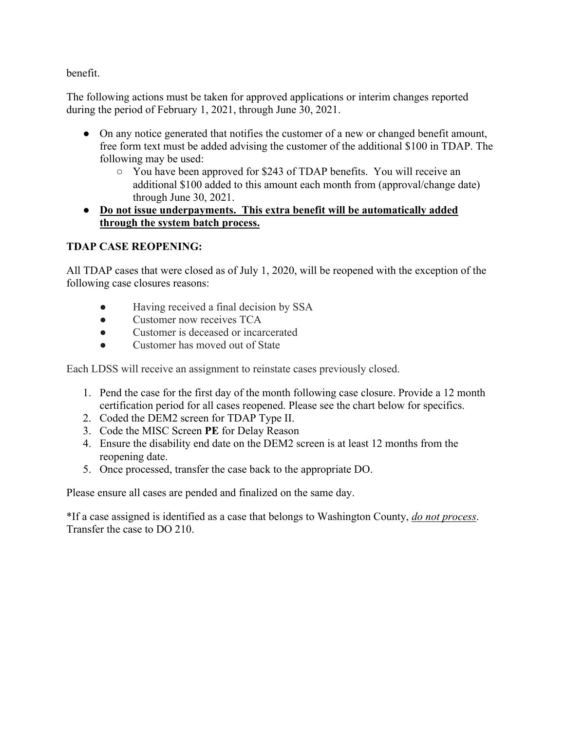benefit.

The following actions must be taken for approved applications or interim changes reported during the period of February 1, 2021, through June 30, 2021.

- On any notice generated that notifies the customer of a new or changed benefit amount, free form text must be added advising the customer of the additional $100 in TDAP. The following may be used:
  - You have been approved for $243 of TDAP benefits. You will receive an additional $100 added to this amount each month from (approval/change date) through June 30, 2021.
- <u>**Do not issue underpayments. This extra benefit will be automatically added through the system batch process.**</u>

**TDAP CASE REOPENING:**

All TDAP cases that were closed as of July 1, 2020, will be reopened with the exception of the following case closures reasons:

- Having received a final decision by SSA
- Customer now receives TCA
- Customer is deceased or incarcerated
- Customer has moved out of State

Each LDSS will receive an assignment to reinstate cases previously closed.

1. Pend the case for the first day of the month following case closure. Provide a 12 month certification period for all cases reopened. Please see the chart below for specifics.
2. Coded the DEM2 screen for TDAP Type II.
3. Code the MISC Screen **PE** for Delay Reason
4. Ensure the disability end date on the DEM2 screen is at least 12 months from the reopening date.
5. Once processed, transfer the case back to the appropriate DO.

Please ensure all cases are pended and finalized on the same day.

*If a case assigned is identified as a case that belongs to Washington County, <u>*do not process*</u>. Transfer the case to DO 210.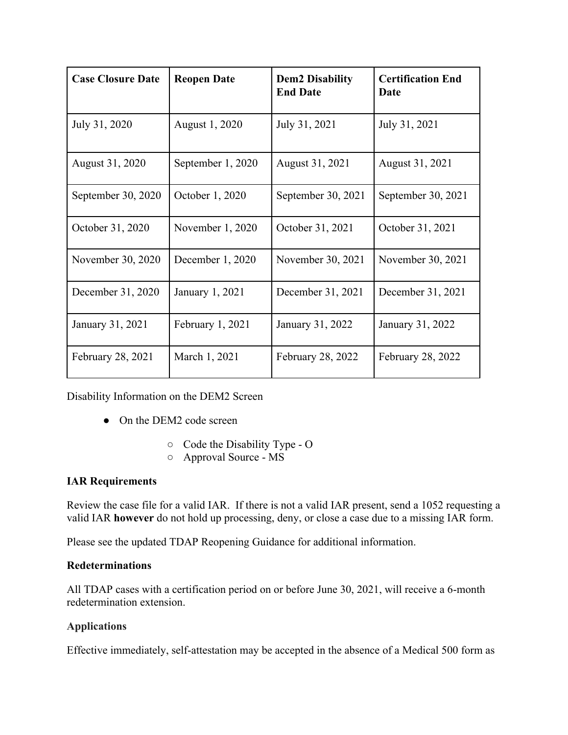| Case Closure Date | Reopen Date | Dem2 Disability End Date | Certification End Date |
|---|---|---|---|
| July 31, 2020 | August 1, 2020 | July 31, 2021 | July 31, 2021 |
| August 31, 2020 | September 1, 2020 | August 31, 2021 | August 31, 2021 |
| September 30, 2020 | October 1, 2020 | September 30, 2021 | September 30, 2021 |
| October 31, 2020 | November 1, 2020 | October 31, 2021 | October 31, 2021 |
| November 30, 2020 | December 1, 2020 | November 30, 2021 | November 30, 2021 |
| December 31, 2020 | January 1, 2021 | December 31, 2021 | December 31, 2021 |
| January 31, 2021 | February 1, 2021 | January 31, 2022 | January 31, 2022 |
| February 28, 2021 | March 1, 2021 | February 28, 2022 | February 28, 2022 |

Disability Information on the DEM2 Screen

- On the DEM2 code screen
  - Code the Disability Type - O
  - Approval Source - MS

**IAR Requirements**

Review the case file for a valid IAR. If there is not a valid IAR present, send a 1052 requesting a valid IAR **however** do not hold up processing, deny, or close a case due to a missing IAR form.

Please see the updated TDAP Reopening Guidance for additional information.

**Redeterminations**

All TDAP cases with a certification period on or before June 30, 2021, will receive a 6-month redetermination extension.

**Applications**

Effective immediately, self-attestation may be accepted in the absence of a Medical 500 form as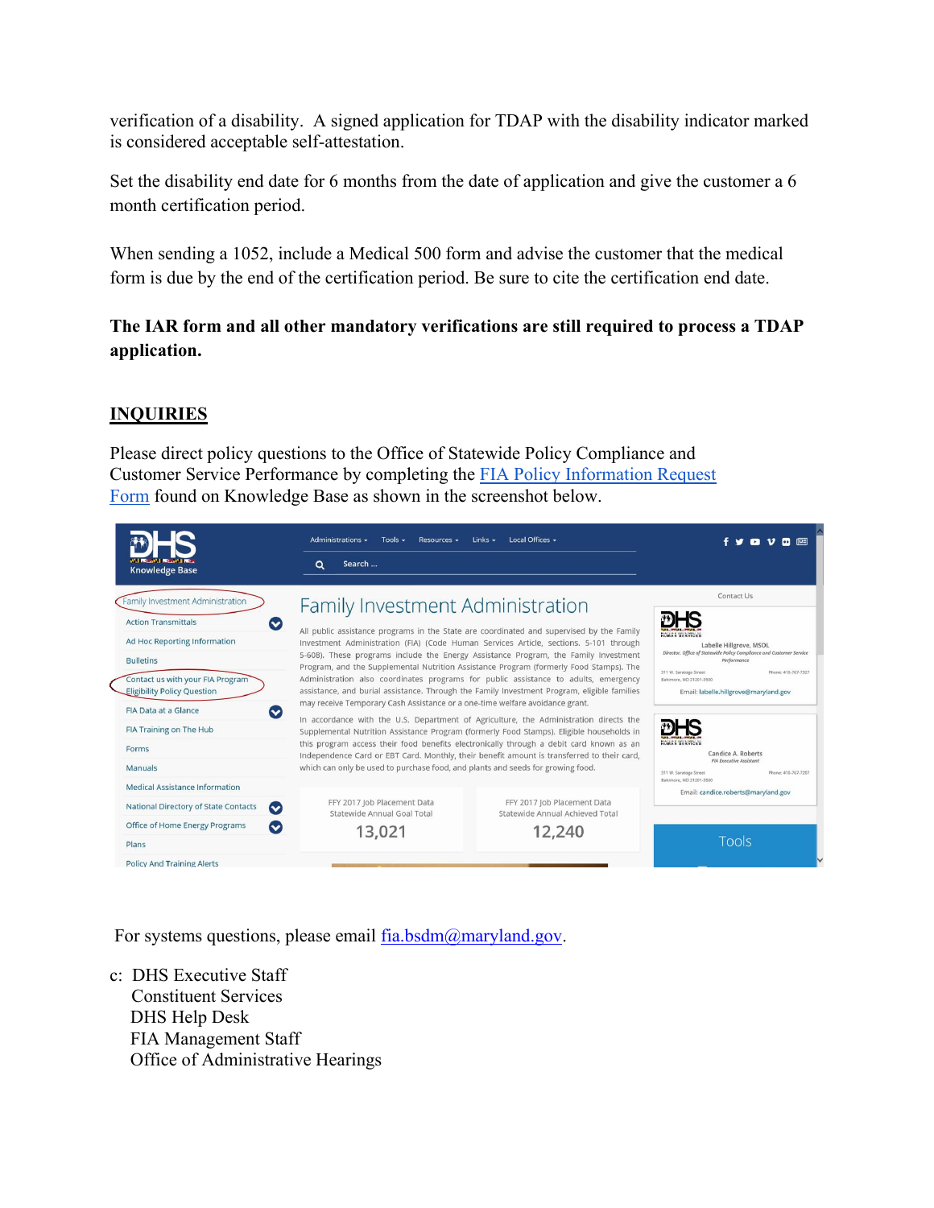verification of a disability. A signed application for TDAP with the disability indicator marked is considered acceptable self-attestation.

Set the disability end date for 6 months from the date of application and give the customer a 6 month certification period.

When sending a 1052, include a Medical 500 form and advise the customer that the medical form is due by the end of the certification period. Be sure to cite the certification end date.

**The IAR form and all other mandatory verifications are still required to process a TDAP application.**

## INQUIRIES

Please direct policy questions to the Office of Statewide Policy Compliance and Customer Service Performance by completing the FIA Policy Information Request Form found on Knowledge Base as shown in the screenshot below.

For systems questions, please email fia.bsdm@maryland.gov.

c: DHS Executive Staff
Constituent Services
DHS Help Desk
FIA Management Staff
Office of Administrative Hearings